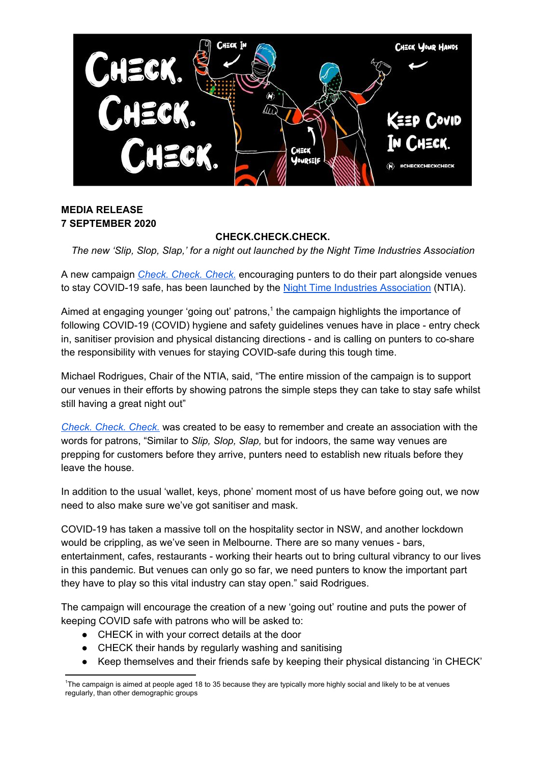**MEDIA RELEASE**
**7 SEPTEMBER 2020**

**CHECK.CHECK.CHECK.**

*The new 'Slip, Slop, Slap,' for a night out launched by the Night Time Industries Association*

A new campaign *Check. Check. Check.* encouraging punters to do their part alongside venues to stay COVID-19 safe, has been launched by the Night Time Industries Association (NTIA).

Aimed at engaging younger 'going out' patrons,[1] the campaign highlights the importance of following COVID-19 (COVID) hygiene and safety guidelines venues have in place - entry check in, sanitiser provision and physical distancing directions - and is calling on punters to co-share the responsibility with venues for staying COVID-safe during this tough time.

Michael Rodrigues, Chair of the NTIA, said, "The entire mission of the campaign is to support our venues in their efforts by showing patrons the simple steps they can take to stay safe whilst still having a great night out"

*Check. Check. Check.* was created to be easy to remember and create an association with the words for patrons, "Similar to *Slip, Slop, Slap,* but for indoors, the same way venues are prepping for customers before they arrive, punters need to establish new rituals before they leave the house.

In addition to the usual 'wallet, keys, phone' moment most of us have before going out, we now need to also make sure we've got sanitiser and mask.

COVID-19 has taken a massive toll on the hospitality sector in NSW, and another lockdown would be crippling, as we've seen in Melbourne. There are so many venues - bars, entertainment, cafes, restaurants - working their hearts out to bring cultural vibrancy to our lives in this pandemic. But venues can only go so far, we need punters to know the important part they have to play so this vital industry can stay open." said Rodrigues.

The campaign will encourage the creation of a new 'going out' routine and puts the power of keeping COVID safe with patrons who will be asked to:

- CHECK in with your correct details at the door
- CHECK their hands by regularly washing and sanitising
- Keep themselves and their friends safe by keeping their physical distancing 'in CHECK'

[1]The campaign is aimed at people aged 18 to 35 because they are typically more highly social and likely to be at venues regularly, than other demographic groups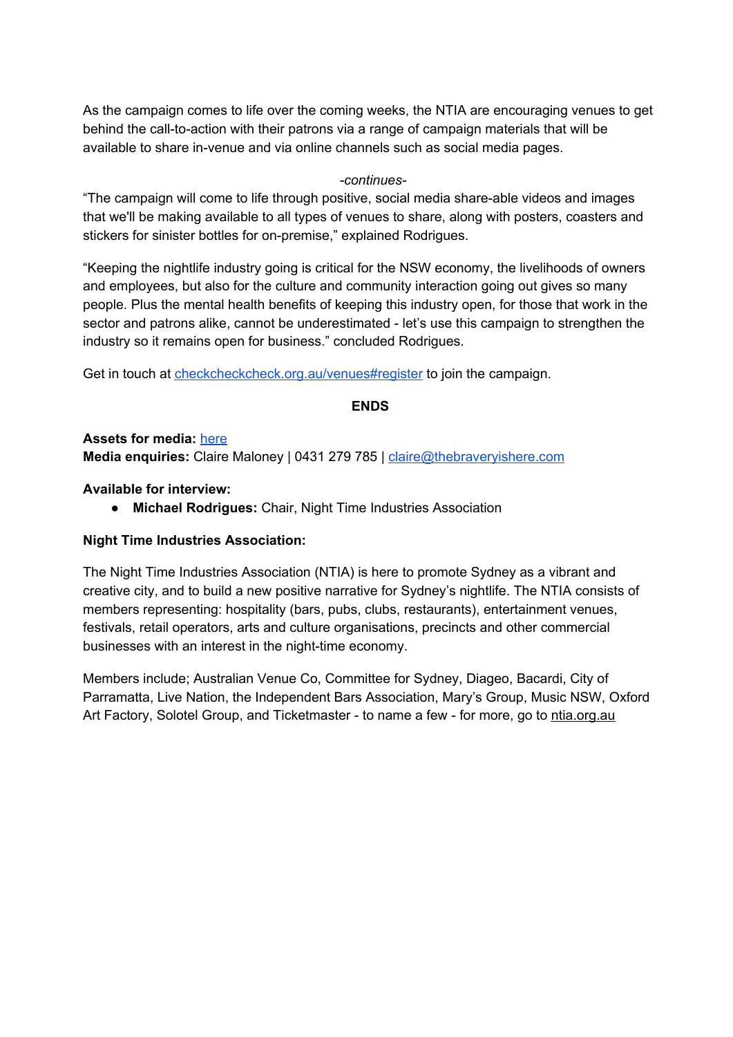As the campaign comes to life over the coming weeks, the NTIA are encouraging venues to get behind the call-to-action with their patrons via a range of campaign materials that will be available to share in-venue and via online channels such as social media pages.

*-continues-*

“The campaign will come to life through positive, social media share-able videos and images that we'll be making available to all types of venues to share, along with posters, coasters and stickers for sinister bottles for on-premise,” explained Rodrigues.

“Keeping the nightlife industry going is critical for the NSW economy, the livelihoods of owners and employees, but also for the culture and community interaction going out gives so many people. Plus the mental health benefits of keeping this industry open, for those that work in the sector and patrons alike, cannot be underestimated - let’s use this campaign to strengthen the industry so it remains open for business.” concluded Rodrigues.

Get in touch at checkcheckcheck.org.au/venues#register to join the campaign.

**ENDS**

**Assets for media:** here
**Media enquiries:** Claire Maloney | 0431 279 785 | claire@thebraveryishere.com

**Available for interview:**

- **Michael Rodrigues:** Chair, Night Time Industries Association

**Night Time Industries Association:**

The Night Time Industries Association (NTIA) is here to promote Sydney as a vibrant and creative city, and to build a new positive narrative for Sydney’s nightlife. The NTIA consists of members representing: hospitality (bars, pubs, clubs, restaurants), entertainment venues, festivals, retail operators, arts and culture organisations, precincts and other commercial businesses with an interest in the night-time economy.

Members include; Australian Venue Co, Committee for Sydney, Diageo, Bacardi, City of Parramatta, Live Nation, the Independent Bars Association, Mary’s Group, Music NSW, Oxford Art Factory, Solotel Group, and Ticketmaster - to name a few - for more, go to ntia.org.au